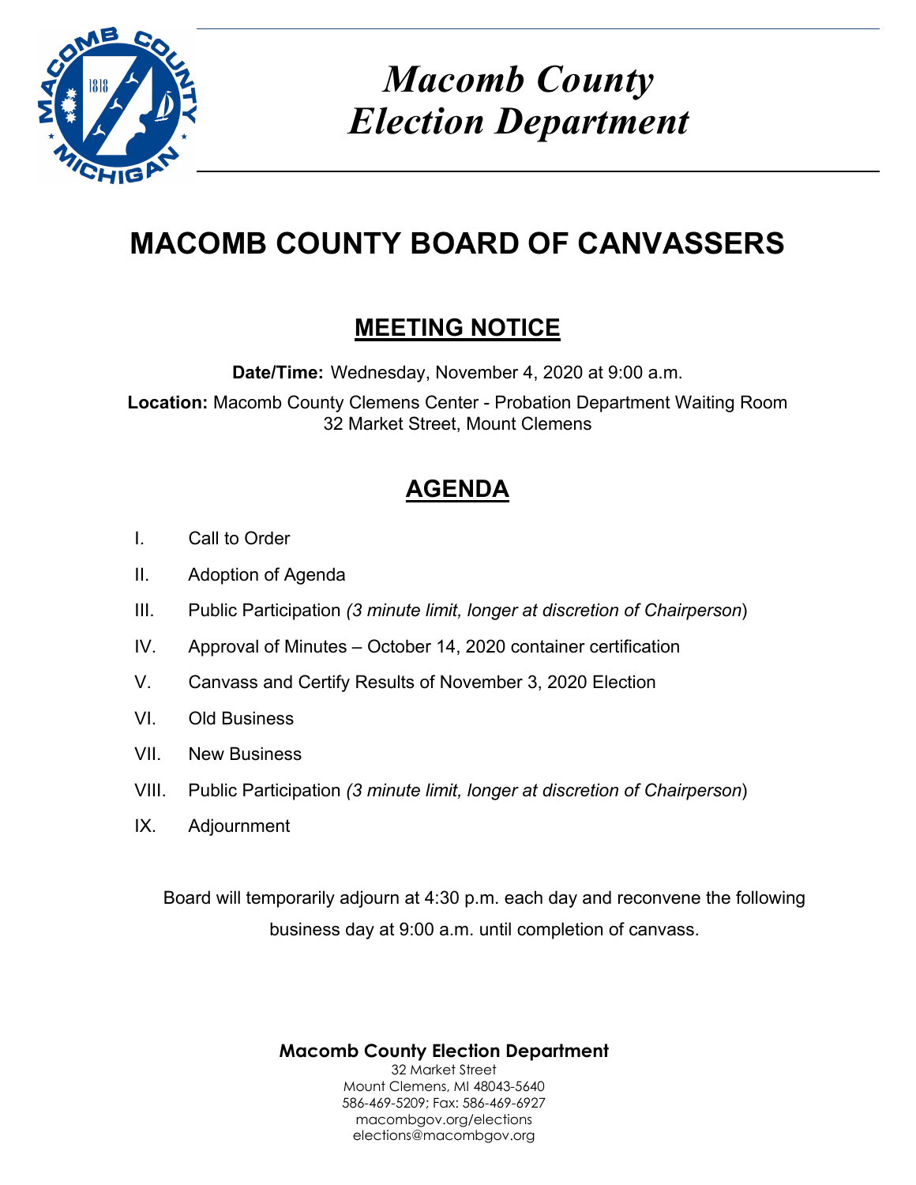# *Macomb County Election Department*

# MACOMB COUNTY BOARD OF CANVASSERS

## MEETING NOTICE

**Date/Time:** Wednesday, November 4, 2020 at 9:00 a.m.

**Location:** Macomb County Clemens Center - Probation Department Waiting Room
32 Market Street, Mount Clemens

## AGENDA

I. Call to Order

II. Adoption of Agenda

III. Public Participation *(3 minute limit, longer at discretion of Chairperson)*

IV. Approval of Minutes – October 14, 2020 container certification

V. Canvass and Certify Results of November 3, 2020 Election

VI. Old Business

VII. New Business

VIII. Public Participation *(3 minute limit, longer at discretion of Chairperson)*

IX. Adjournment

Board will temporarily adjourn at 4:30 p.m. each day and reconvene the following business day at 9:00 a.m. until completion of canvass.

**Macomb County Election Department**
32 Market Street
Mount Clemens, MI 48043-5640
586-469-5209; Fax: 586-469-6927
macombgov.org/elections
elections@macombgov.org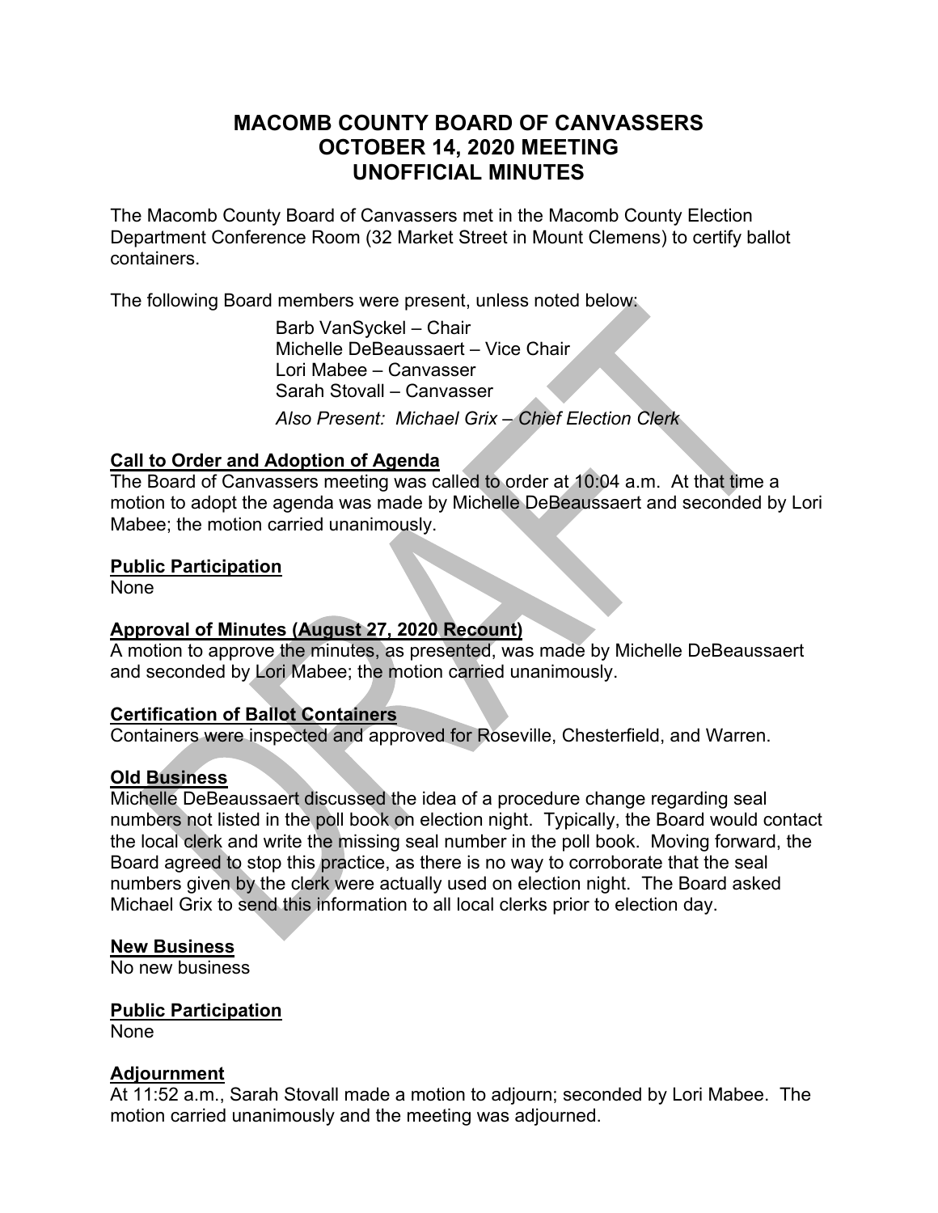# MACOMB COUNTY BOARD OF CANVASSERS
# OCTOBER 14, 2020 MEETING
# UNOFFICIAL MINUTES

The Macomb County Board of Canvassers met in the Macomb County Election Department Conference Room (32 Market Street in Mount Clemens) to certify ballot containers.

The following Board members were present, unless noted below:

Barb VanSyckel – Chair
Michelle DeBeaussaert – Vice Chair
Lori Mabee – Canvasser
Sarah Stovall – Canvasser

*Also Present: Michael Grix – Chief Election Clerk*

**Call to Order and Adoption of Agenda**

The Board of Canvassers meeting was called to order at 10:04 a.m. At that time a motion to adopt the agenda was made by Michelle DeBeaussaert and seconded by Lori Mabee; the motion carried unanimously.

**Public Participation**

None

**Approval of Minutes (August 27, 2020 Recount)**

A motion to approve the minutes, as presented, was made by Michelle DeBeaussaert and seconded by Lori Mabee; the motion carried unanimously.

**Certification of Ballot Containers**

Containers were inspected and approved for Roseville, Chesterfield, and Warren.

**Old Business**

Michelle DeBeaussaert discussed the idea of a procedure change regarding seal numbers not listed in the poll book on election night. Typically, the Board would contact the local clerk and write the missing seal number in the poll book. Moving forward, the Board agreed to stop this practice, as there is no way to corroborate that the seal numbers given by the clerk were actually used on election night. The Board asked Michael Grix to send this information to all local clerks prior to election day.

**New Business**

No new business

**Public Participation**

None

**Adjournment**

At 11:52 a.m., Sarah Stovall made a motion to adjourn; seconded by Lori Mabee. The motion carried unanimously and the meeting was adjourned.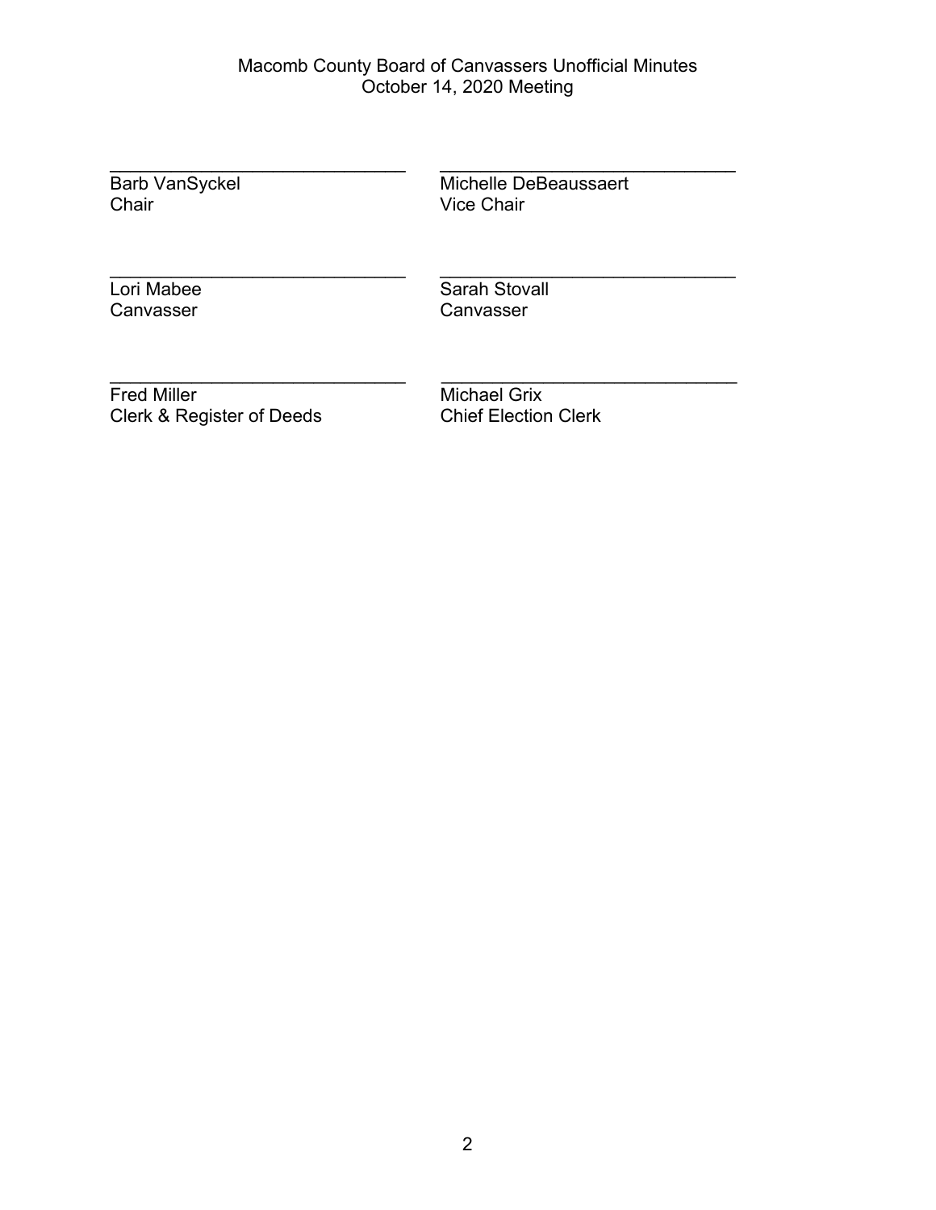\_\_\_\_\_\_\_\_\_\_\_\_\_\_\_\_\_\_\_\_\_\_\_\_\_\_\_\_\_\_
Barb VanSyckel
Chair

\_\_\_\_\_\_\_\_\_\_\_\_\_\_\_\_\_\_\_\_\_\_\_\_\_\_\_\_\_\_
Michelle DeBeaussaert
Vice Chair

\_\_\_\_\_\_\_\_\_\_\_\_\_\_\_\_\_\_\_\_\_\_\_\_\_\_\_\_\_\_
Lori Mabee
Canvasser

\_\_\_\_\_\_\_\_\_\_\_\_\_\_\_\_\_\_\_\_\_\_\_\_\_\_\_\_\_\_
Sarah Stovall
Canvasser

\_\_\_\_\_\_\_\_\_\_\_\_\_\_\_\_\_\_\_\_\_\_\_\_\_\_\_\_\_\_
Fred Miller
Clerk & Register of Deeds

\_\_\_\_\_\_\_\_\_\_\_\_\_\_\_\_\_\_\_\_\_\_\_\_\_\_\_\_\_\_
Michael Grix
Chief Election Clerk